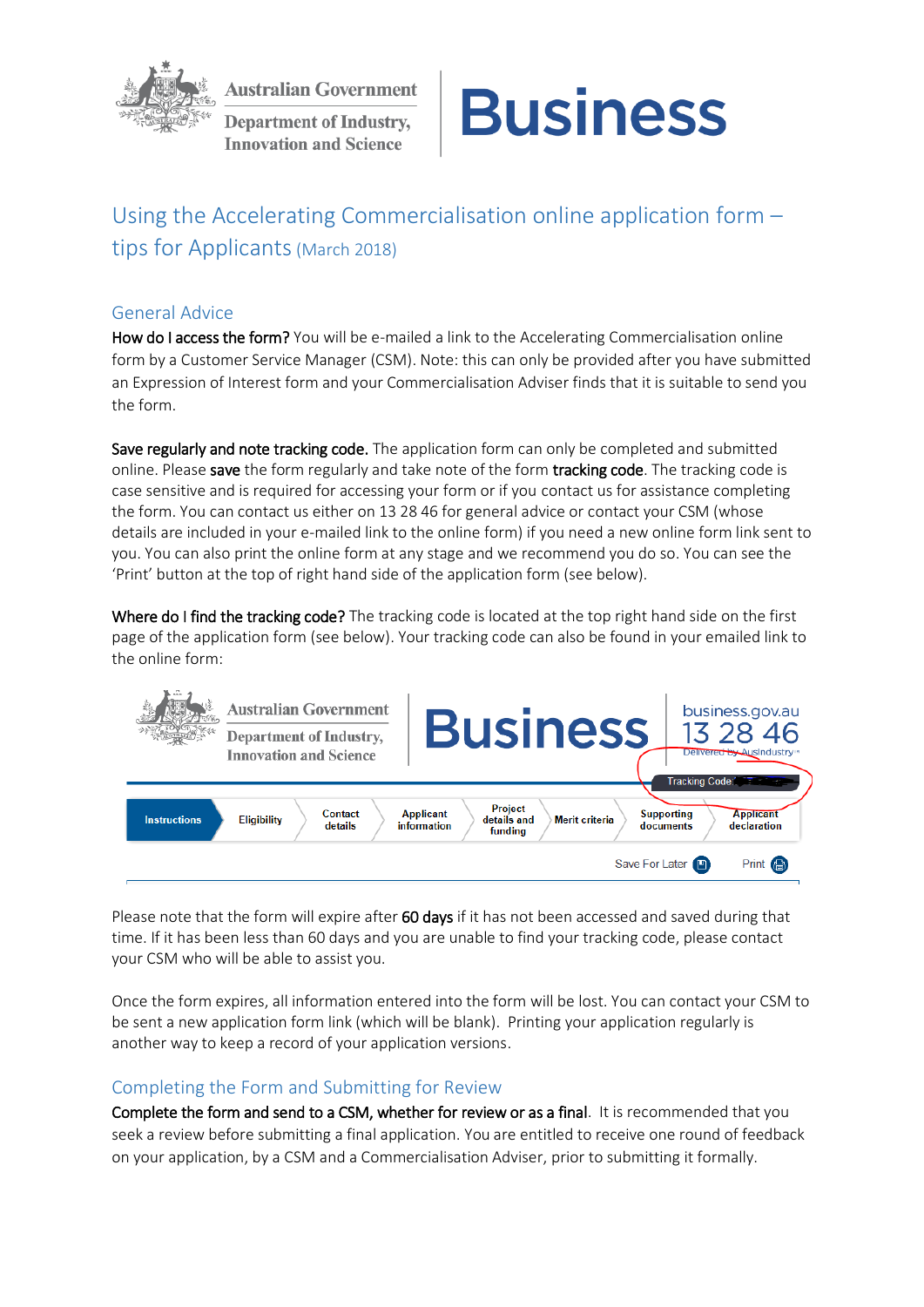Australian Government

Department of Industry, Innovation and Science

Business

# Using the Accelerating Commercialisation online application form – tips for Applicants (March 2018)

## General Advice

**How do I access the form?** You will be e-mailed a link to the Accelerating Commercialisation online form by a Customer Service Manager (CSM). Note: this can only be provided after you have submitted an Expression of Interest form and your Commercialisation Adviser finds that it is suitable to send you the form.

**Save regularly and note tracking code.** The application form can only be completed and submitted online. Please **save** the form regularly and take note of the form **tracking code**. The tracking code is case sensitive and is required for accessing your form or if you contact us for assistance completing the form. You can contact us either on 13 28 46 for general advice or contact your CSM (whose details are included in your e-mailed link to the online form) if you need a new online form link sent to you. You can also print the online form at any stage and we recommend you do so. You can see the 'Print' button at the top of right hand side of the application form (see below).

**Where do I find the tracking code?** The tracking code is located at the top right hand side on the first page of the application form (see below). Your tracking code can also be found in your emailed link to the online form:

Australian Government | Department of Industry, Innovation and Science | Business | business.gov.au | 13 28 46 | Delivered by AusIndustry

Tracking Code:

Instructions | Eligibility | Contact details | Applicant information | Project details and funding | Merit criteria | Supporting documents | Applicant declaration

Save For Later | Print

Please note that the form will expire after **60 days** if it has not been accessed and saved during that time. If it has been less than 60 days and you are unable to find your tracking code, please contact your CSM who will be able to assist you.

Once the form expires, all information entered into the form will be lost. You can contact your CSM to be sent a new application form link (which will be blank). Printing your application regularly is another way to keep a record of your application versions.

## Completing the Form and Submitting for Review

**Complete the form and send to a CSM, whether for review or as a final.** It is recommended that you seek a review before submitting a final application. You are entitled to receive one round of feedback on your application, by a CSM and a Commercialisation Adviser, prior to submitting it formally.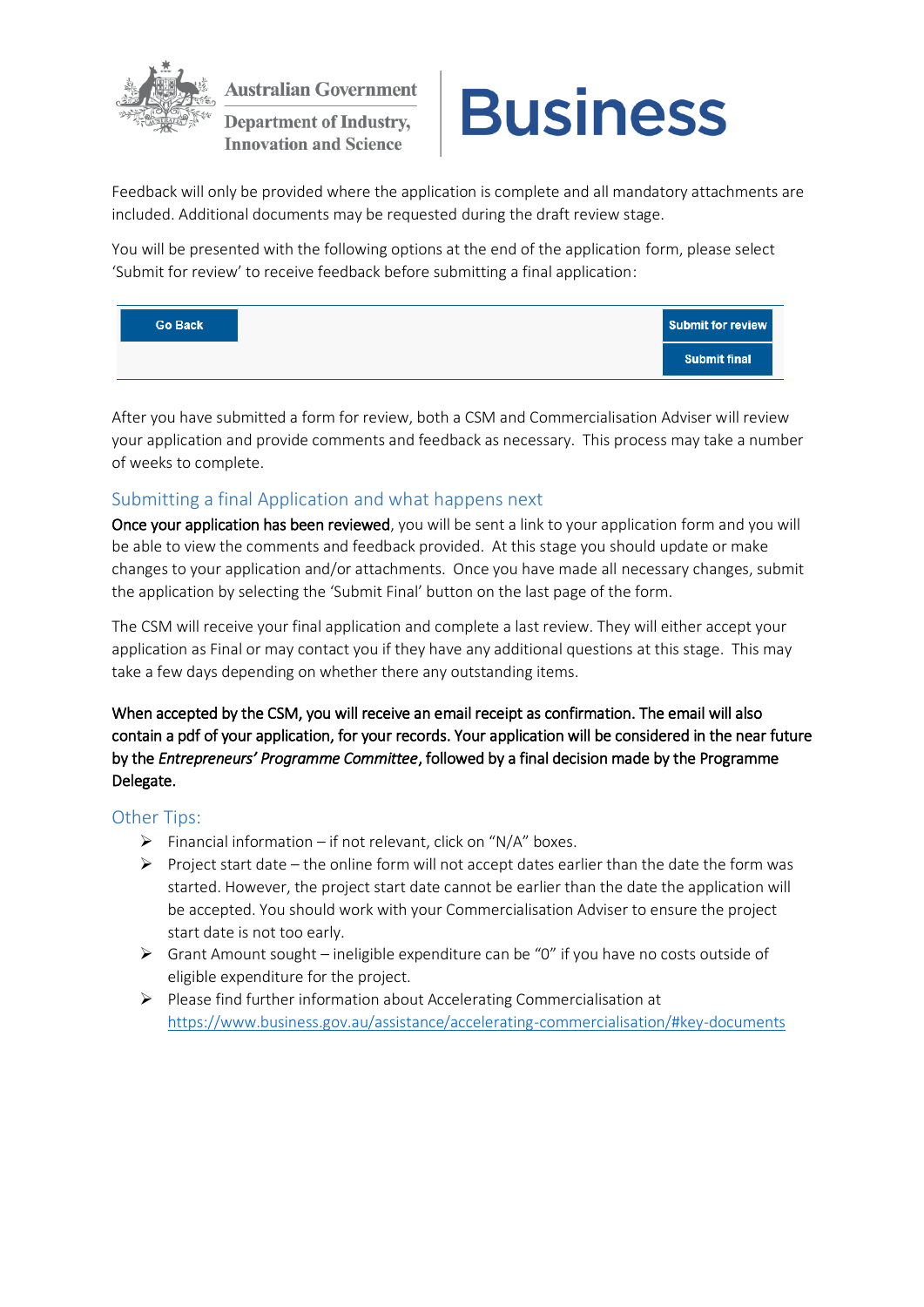Feedback will only be provided where the application is complete and all mandatory attachments are included. Additional documents may be requested during the draft review stage.

You will be presented with the following options at the end of the application form, please select 'Submit for review' to receive feedback before submitting a final application:

Go Back

Submit for review

Submit final

After you have submitted a form for review, both a CSM and Commercialisation Adviser will review your application and provide comments and feedback as necessary. This process may take a number of weeks to complete.

## Submitting a final Application and what happens next

Once your application has been reviewed, you will be sent a link to your application form and you will be able to view the comments and feedback provided. At this stage you should update or make changes to your application and/or attachments. Once you have made all necessary changes, submit the application by selecting the 'Submit Final' button on the last page of the form.

The CSM will receive your final application and complete a last review. They will either accept your application as Final or may contact you if they have any additional questions at this stage. This may take a few days depending on whether there any outstanding items.

When accepted by the CSM, you will receive an email receipt as confirmation. The email will also contain a pdf of your application, for your records. Your application will be considered in the near future by the *Entrepreneurs' Programme Committee*, followed by a final decision made by the Programme Delegate.

## Other Tips:

- Financial information – if not relevant, click on "N/A" boxes.
- Project start date – the online form will not accept dates earlier than the date the form was started. However, the project start date cannot be earlier than the date the application will be accepted. You should work with your Commercialisation Adviser to ensure the project start date is not too early.
- Grant Amount sought – ineligible expenditure can be "0" if you have no costs outside of eligible expenditure for the project.
- Please find further information about Accelerating Commercialisation at https://www.business.gov.au/assistance/accelerating-commercialisation/#key-documents